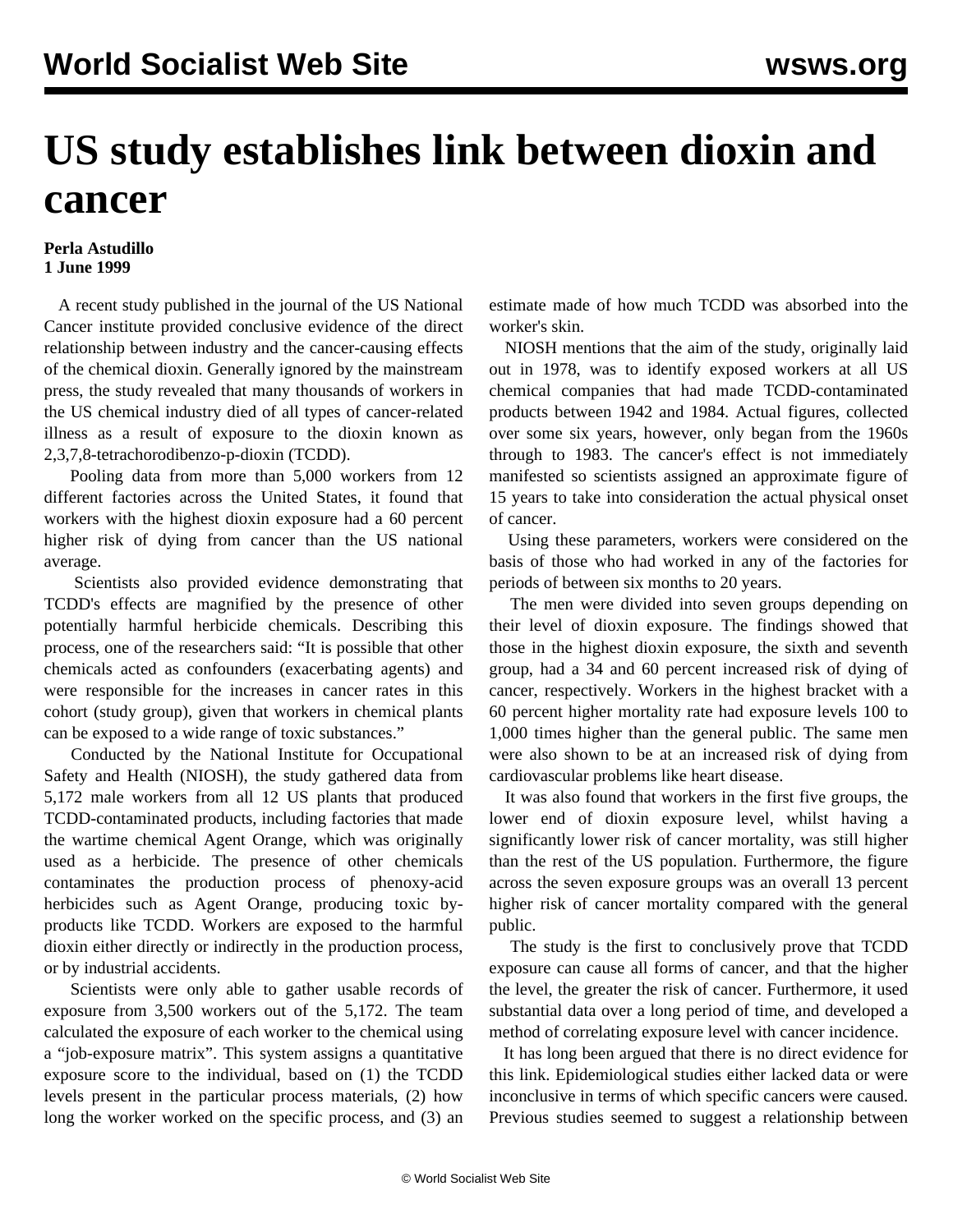# US study establishes link between dioxin and cancer

**Perla Astudillo**
**1 June 1999**

A recent study published in the journal of the US National Cancer institute provided conclusive evidence of the direct relationship between industry and the cancer-causing effects of the chemical dioxin. Generally ignored by the mainstream press, the study revealed that many thousands of workers in the US chemical industry died of all types of cancer-related illness as a result of exposure to the dioxin known as 2,3,7,8-tetrachorodibenzo-p-dioxin (TCDD).

Pooling data from more than 5,000 workers from 12 different factories across the United States, it found that workers with the highest dioxin exposure had a 60 percent higher risk of dying from cancer than the US national average.

Scientists also provided evidence demonstrating that TCDD's effects are magnified by the presence of other potentially harmful herbicide chemicals. Describing this process, one of the researchers said: "It is possible that other chemicals acted as confounders (exacerbating agents) and were responsible for the increases in cancer rates in this cohort (study group), given that workers in chemical plants can be exposed to a wide range of toxic substances."

Conducted by the National Institute for Occupational Safety and Health (NIOSH), the study gathered data from 5,172 male workers from all 12 US plants that produced TCDD-contaminated products, including factories that made the wartime chemical Agent Orange, which was originally used as a herbicide. The presence of other chemicals contaminates the production process of phenoxy-acid herbicides such as Agent Orange, producing toxic by-products like TCDD. Workers are exposed to the harmful dioxin either directly or indirectly in the production process, or by industrial accidents.

Scientists were only able to gather usable records of exposure from 3,500 workers out of the 5,172. The team calculated the exposure of each worker to the chemical using a "job-exposure matrix". This system assigns a quantitative exposure score to the individual, based on (1) the TCDD levels present in the particular process materials, (2) how long the worker worked on the specific process, and (3) an estimate made of how much TCDD was absorbed into the worker's skin.

NIOSH mentions that the aim of the study, originally laid out in 1978, was to identify exposed workers at all US chemical companies that had made TCDD-contaminated products between 1942 and 1984. Actual figures, collected over some six years, however, only began from the 1960s through to 1983. The cancer's effect is not immediately manifested so scientists assigned an approximate figure of 15 years to take into consideration the actual physical onset of cancer.

Using these parameters, workers were considered on the basis of those who had worked in any of the factories for periods of between six months to 20 years.

The men were divided into seven groups depending on their level of dioxin exposure. The findings showed that those in the highest dioxin exposure, the sixth and seventh group, had a 34 and 60 percent increased risk of dying of cancer, respectively. Workers in the highest bracket with a 60 percent higher mortality rate had exposure levels 100 to 1,000 times higher than the general public. The same men were also shown to be at an increased risk of dying from cardiovascular problems like heart disease.

It was also found that workers in the first five groups, the lower end of dioxin exposure level, whilst having a significantly lower risk of cancer mortality, was still higher than the rest of the US population. Furthermore, the figure across the seven exposure groups was an overall 13 percent higher risk of cancer mortality compared with the general public.

The study is the first to conclusively prove that TCDD exposure can cause all forms of cancer, and that the higher the level, the greater the risk of cancer. Furthermore, it used substantial data over a long period of time, and developed a method of correlating exposure level with cancer incidence.

It has long been argued that there is no direct evidence for this link. Epidemiological studies either lacked data or were inconclusive in terms of which specific cancers were caused. Previous studies seemed to suggest a relationship between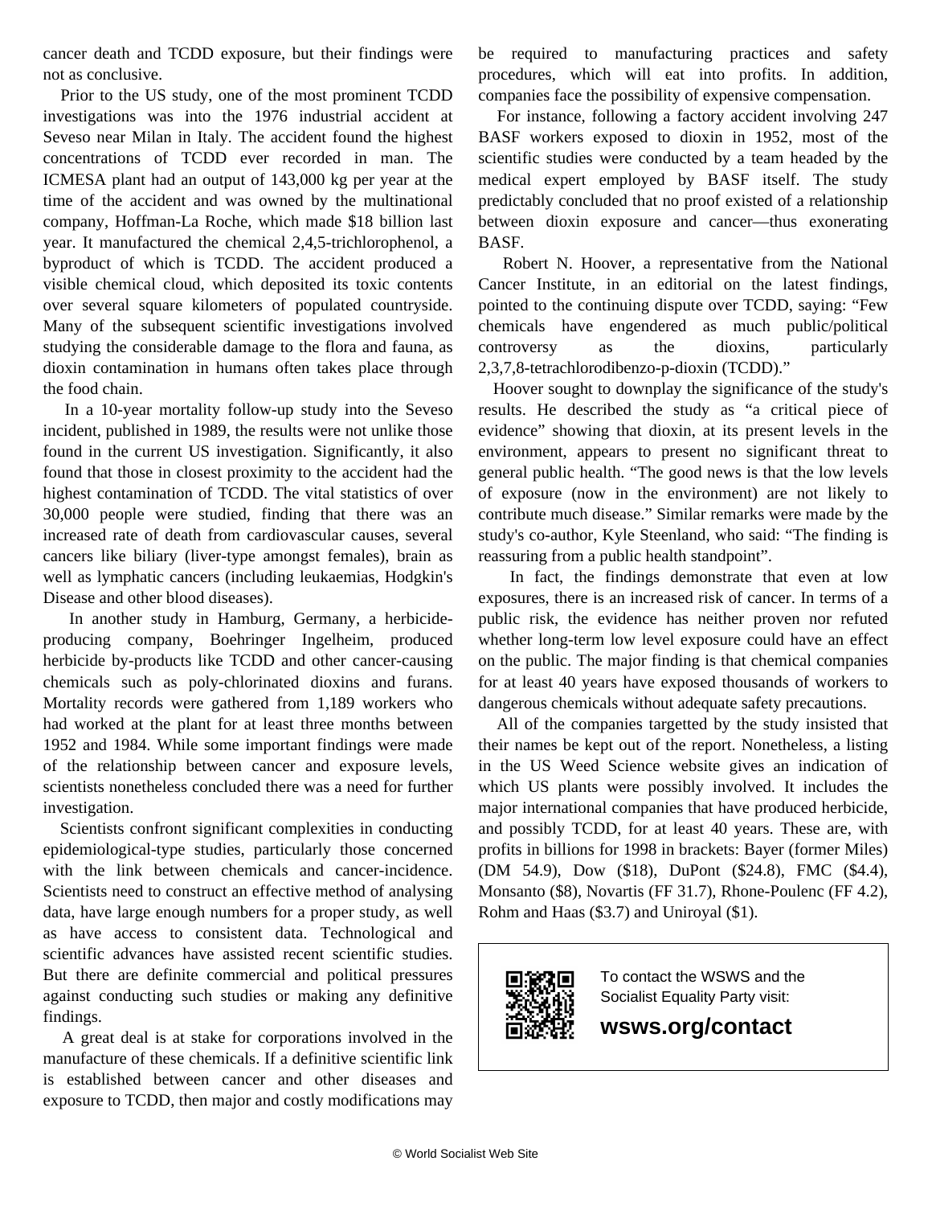cancer death and TCDD exposure, but their findings were not as conclusive.

Prior to the US study, one of the most prominent TCDD investigations was into the 1976 industrial accident at Seveso near Milan in Italy. The accident found the highest concentrations of TCDD ever recorded in man. The ICMESA plant had an output of 143,000 kg per year at the time of the accident and was owned by the multinational company, Hoffman-La Roche, which made $18 billion last year. It manufactured the chemical 2,4,5-trichlorophenol, a byproduct of which is TCDD. The accident produced a visible chemical cloud, which deposited its toxic contents over several square kilometers of populated countryside. Many of the subsequent scientific investigations involved studying the considerable damage to the flora and fauna, as dioxin contamination in humans often takes place through the food chain.

In a 10-year mortality follow-up study into the Seveso incident, published in 1989, the results were not unlike those found in the current US investigation. Significantly, it also found that those in closest proximity to the accident had the highest contamination of TCDD. The vital statistics of over 30,000 people were studied, finding that there was an increased rate of death from cardiovascular causes, several cancers like biliary (liver-type amongst females), brain as well as lymphatic cancers (including leukaemias, Hodgkin's Disease and other blood diseases).

In another study in Hamburg, Germany, a herbicide-producing company, Boehringer Ingelheim, produced herbicide by-products like TCDD and other cancer-causing chemicals such as poly-chlorinated dioxins and furans. Mortality records were gathered from 1,189 workers who had worked at the plant for at least three months between 1952 and 1984. While some important findings were made of the relationship between cancer and exposure levels, scientists nonetheless concluded there was a need for further investigation.

Scientists confront significant complexities in conducting epidemiological-type studies, particularly those concerned with the link between chemicals and cancer-incidence. Scientists need to construct an effective method of analysing data, have large enough numbers for a proper study, as well as have access to consistent data. Technological and scientific advances have assisted recent scientific studies. But there are definite commercial and political pressures against conducting such studies or making any definitive findings.

A great deal is at stake for corporations involved in the manufacture of these chemicals. If a definitive scientific link is established between cancer and other diseases and exposure to TCDD, then major and costly modifications may be required to manufacturing practices and safety procedures, which will eat into profits. In addition, companies face the possibility of expensive compensation.

For instance, following a factory accident involving 247 BASF workers exposed to dioxin in 1952, most of the scientific studies were conducted by a team headed by the medical expert employed by BASF itself. The study predictably concluded that no proof existed of a relationship between dioxin exposure and cancer—thus exonerating BASF.

Robert N. Hoover, a representative from the National Cancer Institute, in an editorial on the latest findings, pointed to the continuing dispute over TCDD, saying: “Few chemicals have engendered as much public/political controversy as the dioxins, particularly 2,3,7,8-tetrachlorodibenzo-p-dioxin (TCDD).”

Hoover sought to downplay the significance of the study's results. He described the study as “a critical piece of evidence” showing that dioxin, at its present levels in the environment, appears to present no significant threat to general public health. “The good news is that the low levels of exposure (now in the environment) are not likely to contribute much disease.” Similar remarks were made by the study's co-author, Kyle Steenland, who said: “The finding is reassuring from a public health standpoint”.

In fact, the findings demonstrate that even at low exposures, there is an increased risk of cancer. In terms of a public risk, the evidence has neither proven nor refuted whether long-term low level exposure could have an effect on the public. The major finding is that chemical companies for at least 40 years have exposed thousands of workers to dangerous chemicals without adequate safety precautions.

All of the companies targetted by the study insisted that their names be kept out of the report. Nonetheless, a listing in the US Weed Science website gives an indication of which US plants were possibly involved. It includes the major international companies that have produced herbicide, and possibly TCDD, for at least 40 years. These are, with profits in billions for 1998 in brackets: Bayer (former Miles) (DM 54.9), Dow ($18), DuPont ($24.8), FMC ($4.4), Monsanto ($8), Novartis (FF 31.7), Rhone-Poulenc (FF 4.2), Rohm and Haas ($3.7) and Uniroyal ($1).

To contact the WSWS and the Socialist Equality Party visit:

**wsws.org/contact**